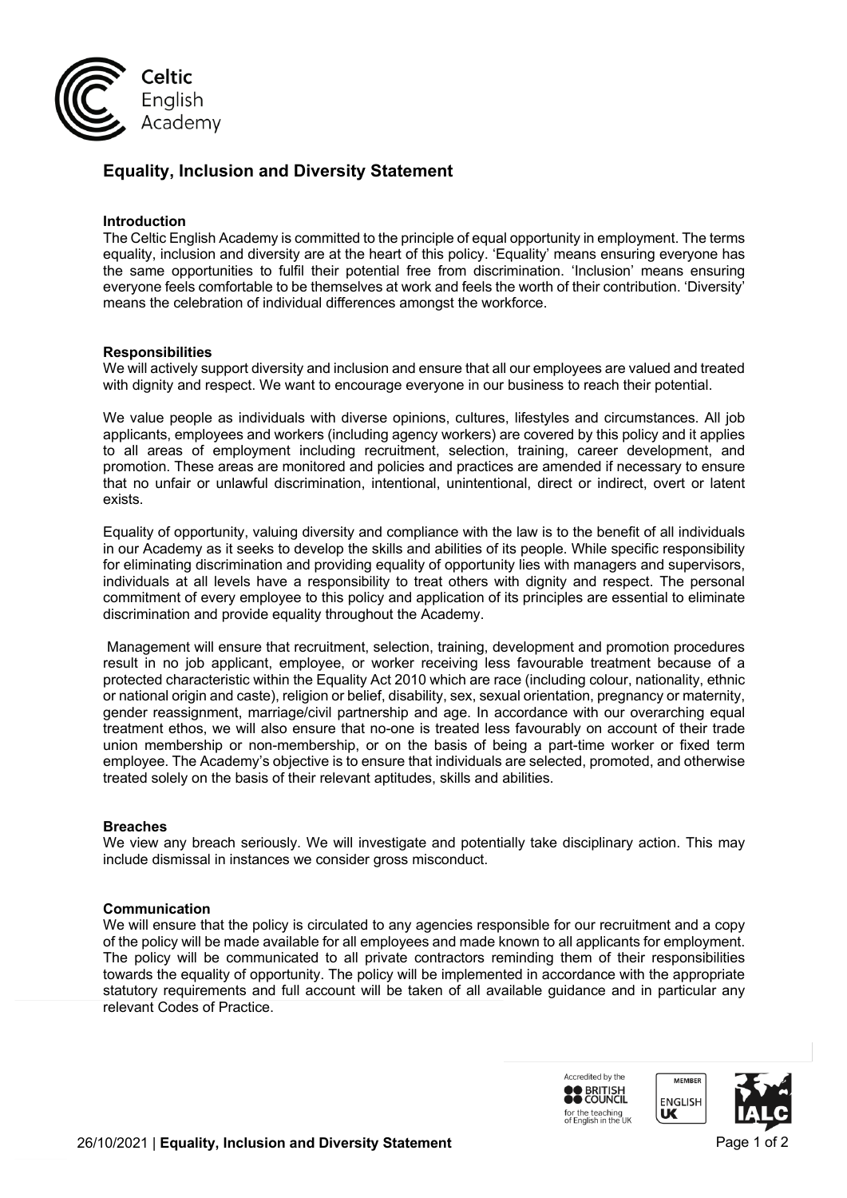Celtic English Academy

## Equality, Inclusion and Diversity Statement

### Introduction

The Celtic English Academy is committed to the principle of equal opportunity in employment. The terms equality, inclusion and diversity are at the heart of this policy. 'Equality' means ensuring everyone has the same opportunities to fulfil their potential free from discrimination. 'Inclusion' means ensuring everyone feels comfortable to be themselves at work and feels the worth of their contribution. 'Diversity' means the celebration of individual differences amongst the workforce.

### Responsibilities

We will actively support diversity and inclusion and ensure that all our employees are valued and treated with dignity and respect. We want to encourage everyone in our business to reach their potential.

We value people as individuals with diverse opinions, cultures, lifestyles and circumstances. All job applicants, employees and workers (including agency workers) are covered by this policy and it applies to all areas of employment including recruitment, selection, training, career development, and promotion. These areas are monitored and policies and practices are amended if necessary to ensure that no unfair or unlawful discrimination, intentional, unintentional, direct or indirect, overt or latent exists.

Equality of opportunity, valuing diversity and compliance with the law is to the benefit of all individuals in our Academy as it seeks to develop the skills and abilities of its people. While specific responsibility for eliminating discrimination and providing equality of opportunity lies with managers and supervisors, individuals at all levels have a responsibility to treat others with dignity and respect. The personal commitment of every employee to this policy and application of its principles are essential to eliminate discrimination and provide equality throughout the Academy.

Management will ensure that recruitment, selection, training, development and promotion procedures result in no job applicant, employee, or worker receiving less favourable treatment because of a protected characteristic within the Equality Act 2010 which are race (including colour, nationality, ethnic or national origin and caste), religion or belief, disability, sex, sexual orientation, pregnancy or maternity, gender reassignment, marriage/civil partnership and age. In accordance with our overarching equal treatment ethos, we will also ensure that no-one is treated less favourably on account of their trade union membership or non-membership, or on the basis of being a part-time worker or fixed term employee. The Academy's objective is to ensure that individuals are selected, promoted, and otherwise treated solely on the basis of their relevant aptitudes, skills and abilities.

### Breaches

We view any breach seriously. We will investigate and potentially take disciplinary action. This may include dismissal in instances we consider gross misconduct.

### Communication

We will ensure that the policy is circulated to any agencies responsible for our recruitment and a copy of the policy will be made available for all employees and made known to all applicants for employment. The policy will be communicated to all private contractors reminding them of their responsibilities towards the equality of opportunity. The policy will be implemented in accordance with the appropriate statutory requirements and full account will be taken of all available guidance and in particular any relevant Codes of Practice.

Accredited by the British Council for the teaching of English in the UK | Member English UK | IALC

26/10/2021 | **Equality, Inclusion and Diversity Statement**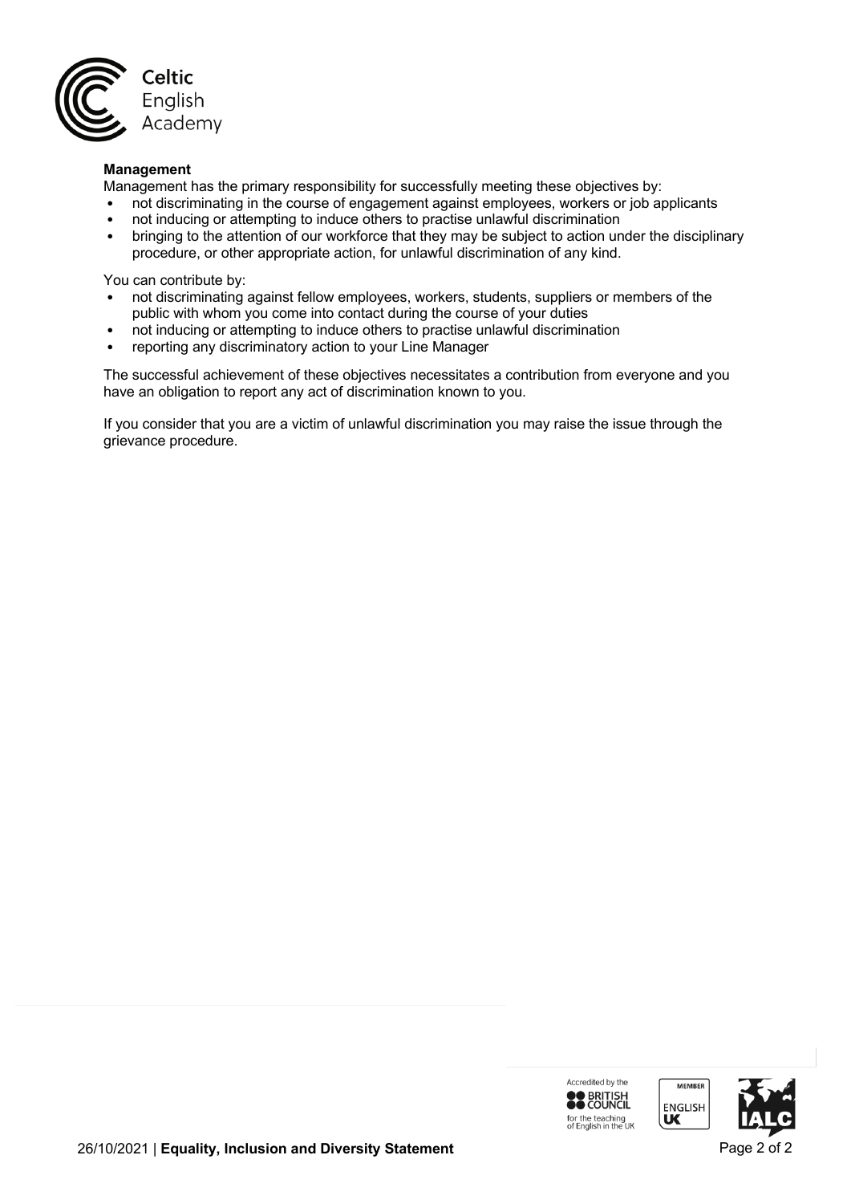**Management**

Management has the primary responsibility for successfully meeting these objectives by:

- not discriminating in the course of engagement against employees, workers or job applicants
- not inducing or attempting to induce others to practise unlawful discrimination
- bringing to the attention of our workforce that they may be subject to action under the disciplinary procedure, or other appropriate action, for unlawful discrimination of any kind.

You can contribute by:

- not discriminating against fellow employees, workers, students, suppliers or members of the public with whom you come into contact during the course of your duties
- not inducing or attempting to induce others to practise unlawful discrimination
- reporting any discriminatory action to your Line Manager

The successful achievement of these objectives necessitates a contribution from everyone and you have an obligation to report any act of discrimination known to you.

If you consider that you are a victim of unlawful discrimination you may raise the issue through the grievance procedure.